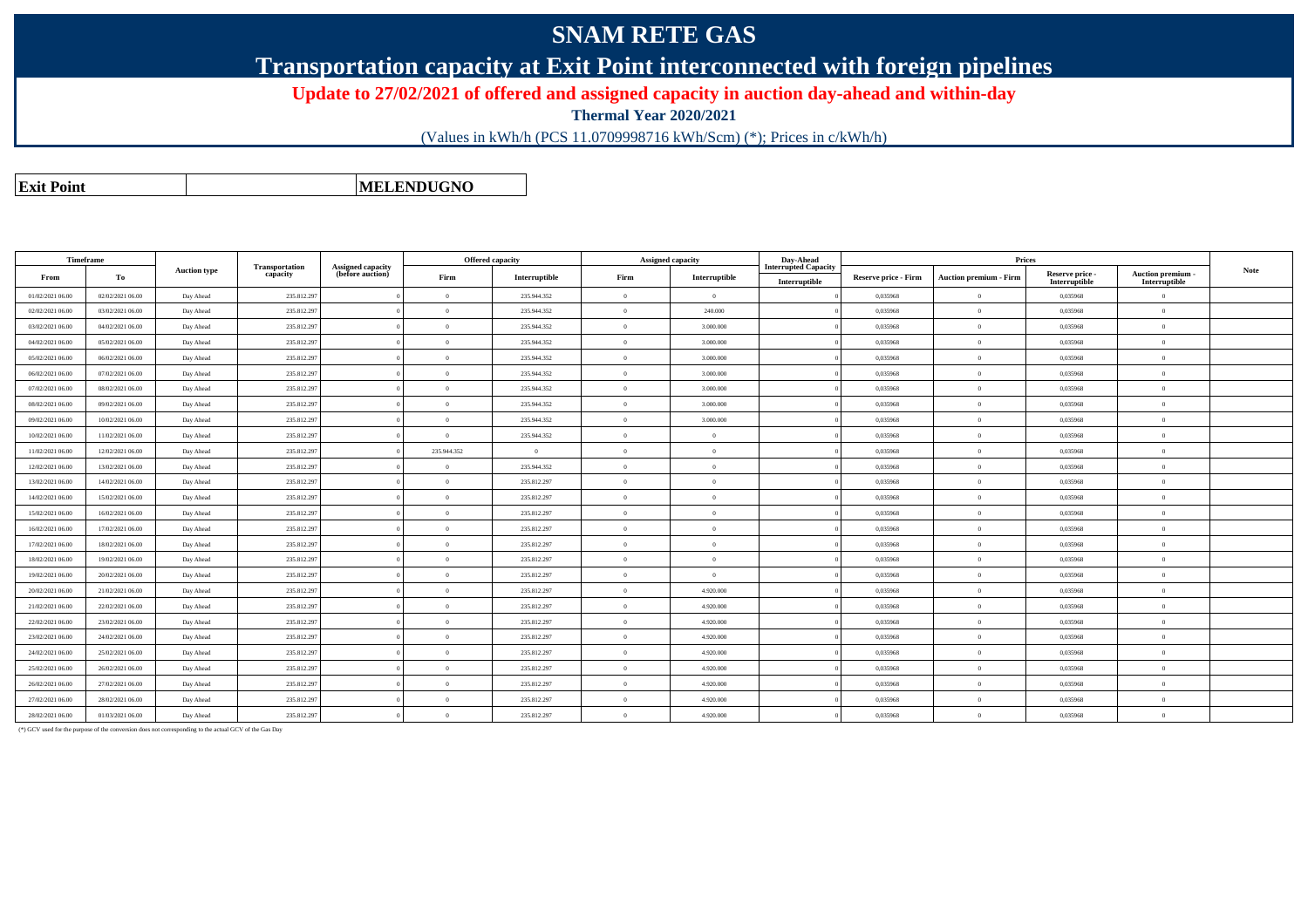# SNAM RETE GAS

## Transportation capacity at Exit Point interconnected with foreign pipelines

**Update to 27/02/2021 of offered and assigned capacity in auction day-ahead and within-day**

**Thermal Year 2020/2021**

(Values in kWh/h (PCS 11.0709998716 kWh/Scm) (*); Prices in c/kWh/h)

| **Exit Point** | | **MELENDUGNO** |
|---|---|---|

| Timeframe | | Auction type | Transportation capacity | Assigned capacity (before auction) | Offered capacity | | Assigned capacity | | Day-Ahead Interrupted Capacity | Prices | | | | Note |
|---|---|---|---|---|---|---|---|---|---|---|---|---|---|---|
| From | To | | | | Firm | Interruptible | Firm | Interruptible | Interruptible | Reserve price - Firm | Auction premium - Firm | Reserve price - Interruptible | Auction premium - Interruptible | |
| 01/02/2021 06.00 | 02/02/2021 06.00 | Day Ahead | 235.812.297 | 0 | 0 | 235.944.352 | 0 | 0 | 0 | 0,035968 | 0 | 0,035968 | 0 | |
| 02/02/2021 06.00 | 03/02/2021 06.00 | Day Ahead | 235.812.297 | 0 | 0 | 235.944.352 | 0 | 240.000 | 0 | 0,035968 | 0 | 0,035968 | 0 | |
| 03/02/2021 06.00 | 04/02/2021 06.00 | Day Ahead | 235.812.297 | 0 | 0 | 235.944.352 | 0 | 3.000.000 | 0 | 0,035968 | 0 | 0,035968 | 0 | |
| 04/02/2021 06.00 | 05/02/2021 06.00 | Day Ahead | 235.812.297 | 0 | 0 | 235.944.352 | 0 | 3.000.000 | 0 | 0,035968 | 0 | 0,035968 | 0 | |
| 05/02/2021 06.00 | 06/02/2021 06.00 | Day Ahead | 235.812.297 | 0 | 0 | 235.944.352 | 0 | 3.000.000 | 0 | 0,035968 | 0 | 0,035968 | 0 | |
| 06/02/2021 06.00 | 07/02/2021 06.00 | Day Ahead | 235.812.297 | 0 | 0 | 235.944.352 | 0 | 3.000.000 | 0 | 0,035968 | 0 | 0,035968 | 0 | |
| 07/02/2021 06.00 | 08/02/2021 06.00 | Day Ahead | 235.812.297 | 0 | 0 | 235.944.352 | 0 | 3.000.000 | 0 | 0,035968 | 0 | 0,035968 | 0 | |
| 08/02/2021 06.00 | 09/02/2021 06.00 | Day Ahead | 235.812.297 | 0 | 0 | 235.944.352 | 0 | 3.000.000 | 0 | 0,035968 | 0 | 0,035968 | 0 | |
| 09/02/2021 06.00 | 10/02/2021 06.00 | Day Ahead | 235.812.297 | 0 | 0 | 235.944.352 | 0 | 3.000.000 | 0 | 0,035968 | 0 | 0,035968 | 0 | |
| 10/02/2021 06.00 | 11/02/2021 06.00 | Day Ahead | 235.812.297 | 0 | 0 | 235.944.352 | 0 | 0 | 0 | 0,035968 | 0 | 0,035968 | 0 | |
| 11/02/2021 06.00 | 12/02/2021 06.00 | Day Ahead | 235.812.297 | 0 | 235.944.352 | 0 | 0 | 0 | 0 | 0,035968 | 0 | 0,035968 | 0 | |
| 12/02/2021 06.00 | 13/02/2021 06.00 | Day Ahead | 235.812.297 | 0 | 0 | 235.944.352 | 0 | 0 | 0 | 0,035968 | 0 | 0,035968 | 0 | |
| 13/02/2021 06.00 | 14/02/2021 06.00 | Day Ahead | 235.812.297 | 0 | 0 | 235.812.297 | 0 | 0 | 0 | 0,035968 | 0 | 0,035968 | 0 | |
| 14/02/2021 06.00 | 15/02/2021 06.00 | Day Ahead | 235.812.297 | 0 | 0 | 235.812.297 | 0 | 0 | 0 | 0,035968 | 0 | 0,035968 | 0 | |
| 15/02/2021 06.00 | 16/02/2021 06.00 | Day Ahead | 235.812.297 | 0 | 0 | 235.812.297 | 0 | 0 | 0 | 0,035968 | 0 | 0,035968 | 0 | |
| 16/02/2021 06.00 | 17/02/2021 06.00 | Day Ahead | 235.812.297 | 0 | 0 | 235.812.297 | 0 | 0 | 0 | 0,035968 | 0 | 0,035968 | 0 | |
| 17/02/2021 06.00 | 18/02/2021 06.00 | Day Ahead | 235.812.297 | 0 | 0 | 235.812.297 | 0 | 0 | 0 | 0,035968 | 0 | 0,035968 | 0 | |
| 18/02/2021 06.00 | 19/02/2021 06.00 | Day Ahead | 235.812.297 | 0 | 0 | 235.812.297 | 0 | 0 | 0 | 0,035968 | 0 | 0,035968 | 0 | |
| 19/02/2021 06.00 | 20/02/2021 06.00 | Day Ahead | 235.812.297 | 0 | 0 | 235.812.297 | 0 | 0 | 0 | 0,035968 | 0 | 0,035968 | 0 | |
| 20/02/2021 06.00 | 21/02/2021 06.00 | Day Ahead | 235.812.297 | 0 | 0 | 235.812.297 | 0 | 4.920.000 | 0 | 0,035968 | 0 | 0,035968 | 0 | |
| 21/02/2021 06.00 | 22/02/2021 06.00 | Day Ahead | 235.812.297 | 0 | 0 | 235.812.297 | 0 | 4.920.000 | 0 | 0,035968 | 0 | 0,035968 | 0 | |
| 22/02/2021 06.00 | 23/02/2021 06.00 | Day Ahead | 235.812.297 | 0 | 0 | 235.812.297 | 0 | 4.920.000 | 0 | 0,035968 | 0 | 0,035968 | 0 | |
| 23/02/2021 06.00 | 24/02/2021 06.00 | Day Ahead | 235.812.297 | 0 | 0 | 235.812.297 | 0 | 4.920.000 | 0 | 0,035968 | 0 | 0,035968 | 0 | |
| 24/02/2021 06.00 | 25/02/2021 06.00 | Day Ahead | 235.812.297 | 0 | 0 | 235.812.297 | 0 | 4.920.000 | 0 | 0,035968 | 0 | 0,035968 | 0 | |
| 25/02/2021 06.00 | 26/02/2021 06.00 | Day Ahead | 235.812.297 | 0 | 0 | 235.812.297 | 0 | 4.920.000 | 0 | 0,035968 | 0 | 0,035968 | 0 | |
| 26/02/2021 06.00 | 27/02/2021 06.00 | Day Ahead | 235.812.297 | 0 | 0 | 235.812.297 | 0 | 4.920.000 | 0 | 0,035968 | 0 | 0,035968 | 0 | |
| 27/02/2021 06.00 | 28/02/2021 06.00 | Day Ahead | 235.812.297 | 0 | 0 | 235.812.297 | 0 | 4.920.000 | 0 | 0,035968 | 0 | 0,035968 | 0 | |
| 28/02/2021 06.00 | 01/03/2021 06.00 | Day Ahead | 235.812.297 | 0 | 0 | 235.812.297 | 0 | 4.920.000 | 0 | 0,035968 | 0 | 0,035968 | 0 | |

(*) GCV used for the purpose of the conversion does not corresponding to the actual GCV of the Gas Day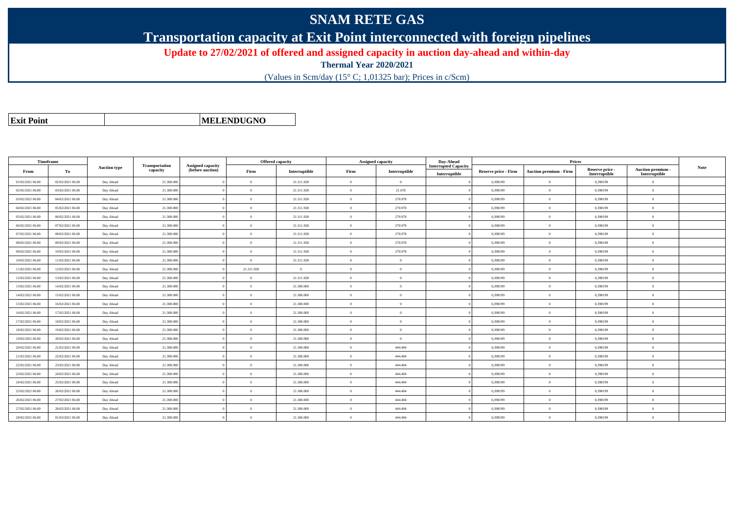# SNAM RETE GAS

## Transportation capacity at Exit Point interconnected with foreign pipelines

**Update to 27/02/2021 of offered and assigned capacity in auction day-ahead and within-day**

**Thermal Year 2020/2021**

(Values in Scm/day (15° C; 1,01325 bar); Prices in c/Scm)

| **Exit Point** | | **MELENDUGNO** |
|---|---|---|

| Timeframe | | Auction type | Transportation capacity | Assigned capacity (before auction) | Offered capacity | | Assigned capacity | | Day-Ahead Interrupted Capacity | Prices | | | | Note |
|---|---|---|---|---|---|---|---|---|---|---|---|---|---|---|
| From | To | | | | Firm | Interruptible | Firm | Interruptible | Interruptible | Reserve price - Firm | Auction premium - Firm | Reserve price - Interruptible | Auction premium - Interruptible | |
| 01/02/2021 06.00 | 02/02/2021 06.00 | Day Ahead | 21.300.000 | 0 | 0 | 21.311.928 | 0 | 0 | 0 | 0,398199 | 0 | 0,398199 | 0 | |
| 02/02/2021 06.00 | 03/02/2021 06.00 | Day Ahead | 21.300.000 | 0 | 0 | 21.311.928 | 0 | 21.678 | 0 | 0,398199 | 0 | 0,398199 | 0 | |
| 03/02/2021 06.00 | 04/02/2021 06.00 | Day Ahead | 21.300.000 | 0 | 0 | 21.311.928 | 0 | 270.978 | 0 | 0,398199 | 0 | 0,398199 | 0 | |
| 04/02/2021 06.00 | 05/02/2021 06.00 | Day Ahead | 21.300.000 | 0 | 0 | 21.311.928 | 0 | 270.978 | 0 | 0,398199 | 0 | 0,398199 | 0 | |
| 05/02/2021 06.00 | 06/02/2021 06.00 | Day Ahead | 21.300.000 | 0 | 0 | 21.311.928 | 0 | 270.978 | 0 | 0,398199 | 0 | 0,398199 | 0 | |
| 06/02/2021 06.00 | 07/02/2021 06.00 | Day Ahead | 21.300.000 | 0 | 0 | 21.311.928 | 0 | 270.978 | 0 | 0,398199 | 0 | 0,398199 | 0 | |
| 07/02/2021 06.00 | 08/02/2021 06.00 | Day Ahead | 21.300.000 | 0 | 0 | 21.311.928 | 0 | 270.978 | 0 | 0,398199 | 0 | 0,398199 | 0 | |
| 08/02/2021 06.00 | 09/02/2021 06.00 | Day Ahead | 21.300.000 | 0 | 0 | 21.311.928 | 0 | 270.978 | 0 | 0,398199 | 0 | 0,398199 | 0 | |
| 09/02/2021 06.00 | 10/02/2021 06.00 | Day Ahead | 21.300.000 | 0 | 0 | 21.311.928 | 0 | 270.978 | 0 | 0,398199 | 0 | 0,398199 | 0 | |
| 10/02/2021 06.00 | 11/02/2021 06.00 | Day Ahead | 21.300.000 | 0 | 0 | 21.311.928 | 0 | 0 | 0 | 0,398199 | 0 | 0,398199 | 0 | |
| 11/02/2021 06.00 | 12/02/2021 06.00 | Day Ahead | 21.300.000 | 0 | 21.311.928 | 0 | 0 | 0 | 0 | 0,398199 | 0 | 0,398199 | 0 | |
| 12/02/2021 06.00 | 13/02/2021 06.00 | Day Ahead | 21.300.000 | 0 | 0 | 21.311.928 | 0 | 0 | 0 | 0,398199 | 0 | 0,398199 | 0 | |
| 13/02/2021 06.00 | 14/02/2021 06.00 | Day Ahead | 21.300.000 | 0 | 0 | 21.300.000 | 0 | 0 | 0 | 0,398199 | 0 | 0,398199 | 0 | |
| 14/02/2021 06.00 | 15/02/2021 06.00 | Day Ahead | 21.300.000 | 0 | 0 | 21.300.000 | 0 | 0 | 0 | 0,398199 | 0 | 0,398199 | 0 | |
| 15/02/2021 06.00 | 16/02/2021 06.00 | Day Ahead | 21.300.000 | 0 | 0 | 21.300.000 | 0 | 0 | 0 | 0,398199 | 0 | 0,398199 | 0 | |
| 16/02/2021 06.00 | 17/02/2021 06.00 | Day Ahead | 21.300.000 | 0 | 0 | 21.300.000 | 0 | 0 | 0 | 0,398199 | 0 | 0,398199 | 0 | |
| 17/02/2021 06.00 | 18/02/2021 06.00 | Day Ahead | 21.300.000 | 0 | 0 | 21.300.000 | 0 | 0 | 0 | 0,398199 | 0 | 0,398199 | 0 | |
| 18/02/2021 06.00 | 19/02/2021 06.00 | Day Ahead | 21.300.000 | 0 | 0 | 21.300.000 | 0 | 0 | 0 | 0,398199 | 0 | 0,398199 | 0 | |
| 19/02/2021 06.00 | 20/02/2021 06.00 | Day Ahead | 21.300.000 | 0 | 0 | 21.300.000 | 0 | 0 | 0 | 0,398199 | 0 | 0,398199 | 0 | |
| 20/02/2021 06.00 | 21/02/2021 06.00 | Day Ahead | 21.300.000 | 0 | 0 | 21.300.000 | 0 | 444.404 | 0 | 0,398199 | 0 | 0,398199 | 0 | |
| 21/02/2021 06.00 | 22/02/2021 06.00 | Day Ahead | 21.300.000 | 0 | 0 | 21.300.000 | 0 | 444.404 | 0 | 0,398199 | 0 | 0,398199 | 0 | |
| 22/02/2021 06.00 | 23/02/2021 06.00 | Day Ahead | 21.300.000 | 0 | 0 | 21.300.000 | 0 | 444.404 | 0 | 0,398199 | 0 | 0,398199 | 0 | |
| 23/02/2021 06.00 | 24/02/2021 06.00 | Day Ahead | 21.300.000 | 0 | 0 | 21.300.000 | 0 | 444.404 | 0 | 0,398199 | 0 | 0,398199 | 0 | |
| 24/02/2021 06.00 | 25/02/2021 06.00 | Day Ahead | 21.300.000 | 0 | 0 | 21.300.000 | 0 | 444.404 | 0 | 0,398199 | 0 | 0,398199 | 0 | |
| 25/02/2021 06.00 | 26/02/2021 06.00 | Day Ahead | 21.300.000 | 0 | 0 | 21.300.000 | 0 | 444.404 | 0 | 0,398199 | 0 | 0,398199 | 0 | |
| 26/02/2021 06.00 | 27/02/2021 06.00 | Day Ahead | 21.300.000 | 0 | 0 | 21.300.000 | 0 | 444.404 | 0 | 0,398199 | 0 | 0,398199 | 0 | |
| 27/02/2021 06.00 | 28/02/2021 06.00 | Day Ahead | 21.300.000 | 0 | 0 | 21.300.000 | 0 | 444.404 | 0 | 0,398199 | 0 | 0,398199 | 0 | |
| 28/02/2021 06.00 | 01/03/2021 06.00 | Day Ahead | 21.300.000 | 0 | 0 | 21.300.000 | 0 | 444.404 | 0 | 0,398199 | 0 | 0,398199 | 0 | |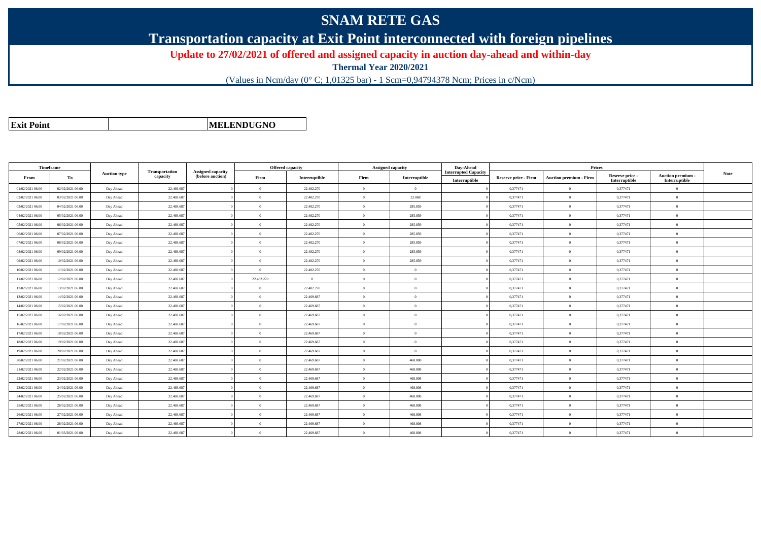# SNAM RETE GAS

## Transportation capacity at Exit Point interconnected with foreign pipelines

### Update to 27/02/2021 of offered and assigned capacity in auction day-ahead and within-day

**Thermal Year 2020/2021**

(Values in Ncm/day (0° C; 1,01325 bar) - 1 Scm=0,94794378 Ncm; Prices in c/Ncm)

| Exit Point | | MELENDUGNO |
|---|---|---|

| Timeframe | | Auction type | Transportation capacity | Assigned capacity (before auction) | Offered capacity | | Assigned capacity | | Day-Ahead Interrupted Capacity | Prices | | | | Note |
|---|---|---|---|---|---|---|---|---|---|---|---|---|---|---|
| From | To | | | | Firm | Interruptible | Firm | Interruptible | Interruptible | Reserve price - Firm | Auction premium - Firm | Reserve price - Interruptible | Auction premium - Interruptible | |
| 01/02/2021 06.00 | 02/02/2021 06.00 | Day Ahead | 22.469.687 | 0 | 0 | 22.482.270 | 0 | 0 | 0 | 0,377471 | 0 | 0,377471 | 0 | |
| 02/02/2021 06.00 | 03/02/2021 06.00 | Day Ahead | 22.469.687 | 0 | 0 | 22.482.270 | 0 | 22.868 | 0 | 0,377471 | 0 | 0,377471 | 0 | |
| 03/02/2021 06.00 | 04/02/2021 06.00 | Day Ahead | 22.469.687 | 0 | 0 | 22.482.270 | 0 | 285.859 | 0 | 0,377471 | 0 | 0,377471 | 0 | |
| 04/02/2021 06.00 | 05/02/2021 06.00 | Day Ahead | 22.469.687 | 0 | 0 | 22.482.270 | 0 | 285.859 | 0 | 0,377471 | 0 | 0,377471 | 0 | |
| 05/02/2021 06.00 | 06/02/2021 06.00 | Day Ahead | 22.469.687 | 0 | 0 | 22.482.270 | 0 | 285.859 | 0 | 0,377471 | 0 | 0,377471 | 0 | |
| 06/02/2021 06.00 | 07/02/2021 06.00 | Day Ahead | 22.469.687 | 0 | 0 | 22.482.270 | 0 | 285.859 | 0 | 0,377471 | 0 | 0,377471 | 0 | |
| 07/02/2021 06.00 | 08/02/2021 06.00 | Day Ahead | 22.469.687 | 0 | 0 | 22.482.270 | 0 | 285.859 | 0 | 0,377471 | 0 | 0,377471 | 0 | |
| 08/02/2021 06.00 | 09/02/2021 06.00 | Day Ahead | 22.469.687 | 0 | 0 | 22.482.270 | 0 | 285.859 | 0 | 0,377471 | 0 | 0,377471 | 0 | |
| 09/02/2021 06.00 | 10/02/2021 06.00 | Day Ahead | 22.469.687 | 0 | 0 | 22.482.270 | 0 | 285.859 | 0 | 0,377471 | 0 | 0,377471 | 0 | |
| 10/02/2021 06.00 | 11/02/2021 06.00 | Day Ahead | 22.469.687 | 0 | 0 | 22.482.270 | 0 | 0 | 0 | 0,377471 | 0 | 0,377471 | 0 | |
| 11/02/2021 06.00 | 12/02/2021 06.00 | Day Ahead | 22.469.687 | 0 | 22.482.270 | 0 | 0 | 0 | 0 | 0,377471 | 0 | 0,377471 | 0 | |
| 12/02/2021 06.00 | 13/02/2021 06.00 | Day Ahead | 22.469.687 | 0 | 0 | 22.482.270 | 0 | 0 | 0 | 0,377471 | 0 | 0,377471 | 0 | |
| 13/02/2021 06.00 | 14/02/2021 06.00 | Day Ahead | 22.469.687 | 0 | 0 | 22.469.687 | 0 | 0 | 0 | 0,377471 | 0 | 0,377471 | 0 | |
| 14/02/2021 06.00 | 15/02/2021 06.00 | Day Ahead | 22.469.687 | 0 | 0 | 22.469.687 | 0 | 0 | 0 | 0,377471 | 0 | 0,377471 | 0 | |
| 15/02/2021 06.00 | 16/02/2021 06.00 | Day Ahead | 22.469.687 | 0 | 0 | 22.469.687 | 0 | 0 | 0 | 0,377471 | 0 | 0,377471 | 0 | |
| 16/02/2021 06.00 | 17/02/2021 06.00 | Day Ahead | 22.469.687 | 0 | 0 | 22.469.687 | 0 | 0 | 0 | 0,377471 | 0 | 0,377471 | 0 | |
| 17/02/2021 06.00 | 18/02/2021 06.00 | Day Ahead | 22.469.687 | 0 | 0 | 22.469.687 | 0 | 0 | 0 | 0,377471 | 0 | 0,377471 | 0 | |
| 18/02/2021 06.00 | 19/02/2021 06.00 | Day Ahead | 22.469.687 | 0 | 0 | 22.469.687 | 0 | 0 | 0 | 0,377471 | 0 | 0,377471 | 0 | |
| 19/02/2021 06.00 | 20/02/2021 06.00 | Day Ahead | 22.469.687 | 0 | 0 | 22.469.687 | 0 | 0 | 0 | 0,377471 | 0 | 0,377471 | 0 | |
| 20/02/2021 06.00 | 21/02/2021 06.00 | Day Ahead | 22.469.687 | 0 | 0 | 22.469.687 | 0 | 468.808 | 0 | 0,377471 | 0 | 0,377471 | 0 | |
| 21/02/2021 06.00 | 22/02/2021 06.00 | Day Ahead | 22.469.687 | 0 | 0 | 22.469.687 | 0 | 468.808 | 0 | 0,377471 | 0 | 0,377471 | 0 | |
| 22/02/2021 06.00 | 23/02/2021 06.00 | Day Ahead | 22.469.687 | 0 | 0 | 22.469.687 | 0 | 468.808 | 0 | 0,377471 | 0 | 0,377471 | 0 | |
| 23/02/2021 06.00 | 24/02/2021 06.00 | Day Ahead | 22.469.687 | 0 | 0 | 22.469.687 | 0 | 468.808 | 0 | 0,377471 | 0 | 0,377471 | 0 | |
| 24/02/2021 06.00 | 25/02/2021 06.00 | Day Ahead | 22.469.687 | 0 | 0 | 22.469.687 | 0 | 468.808 | 0 | 0,377471 | 0 | 0,377471 | 0 | |
| 25/02/2021 06.00 | 26/02/2021 06.00 | Day Ahead | 22.469.687 | 0 | 0 | 22.469.687 | 0 | 468.808 | 0 | 0,377471 | 0 | 0,377471 | 0 | |
| 26/02/2021 06.00 | 27/02/2021 06.00 | Day Ahead | 22.469.687 | 0 | 0 | 22.469.687 | 0 | 468.808 | 0 | 0,377471 | 0 | 0,377471 | 0 | |
| 27/02/2021 06.00 | 28/02/2021 06.00 | Day Ahead | 22.469.687 | 0 | 0 | 22.469.687 | 0 | 468.808 | 0 | 0,377471 | 0 | 0,377471 | 0 | |
| 28/02/2021 06.00 | 01/03/2021 06.00 | Day Ahead | 22.469.687 | 0 | 0 | 22.469.687 | 0 | 468.808 | 0 | 0,377471 | 0 | 0,377471 | 0 | |